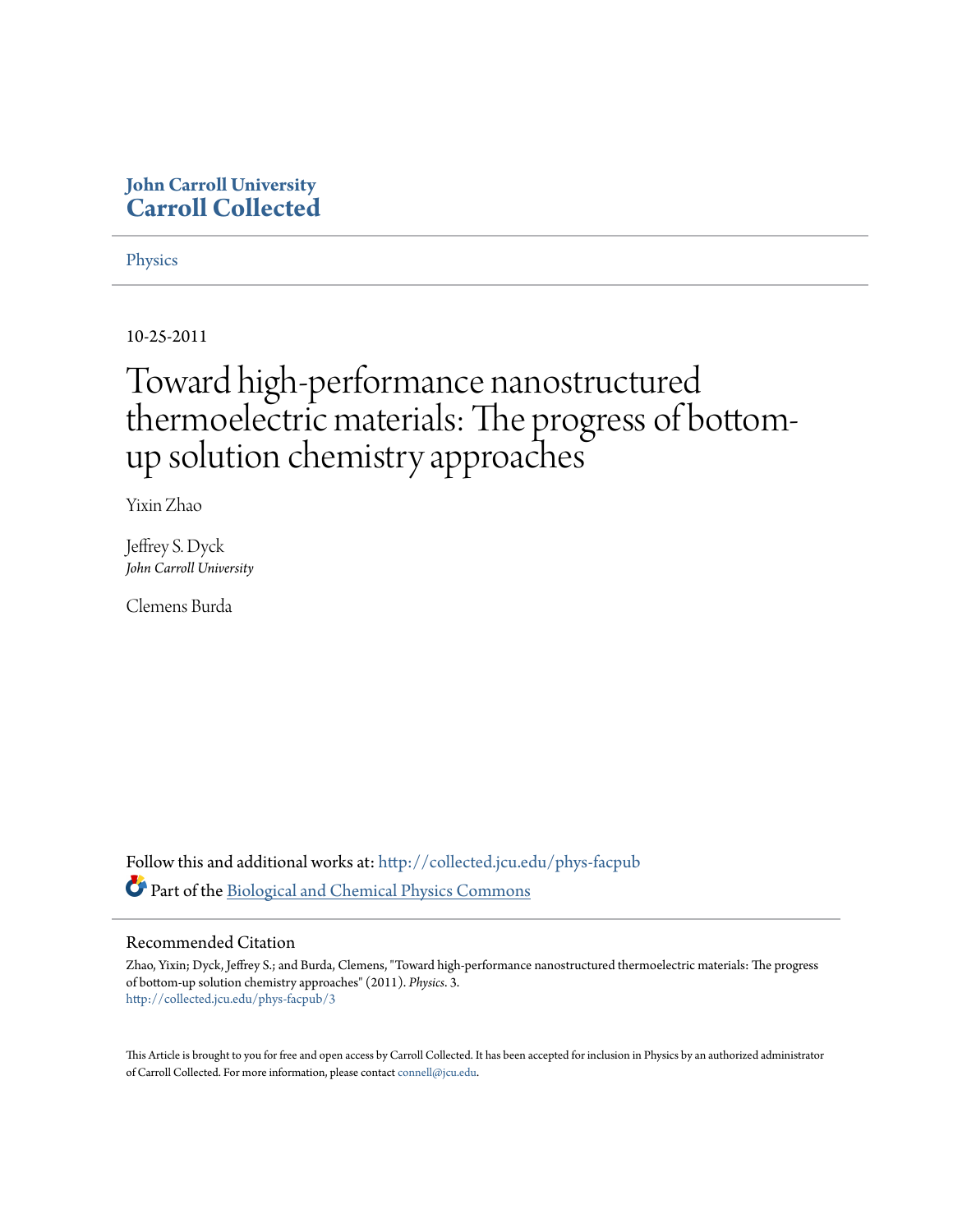**John Carroll University**
**Carroll Collected**

Physics

10-25-2011

# Toward high-performance nanostructured thermoelectric materials: The progress of bottom-up solution chemistry approaches

Yixin Zhao

Jeffrey S. Dyck
*John Carroll University*

Clemens Burda

Follow this and additional works at: http://collected.jcu.edu/phys-facpub

Part of the Biological and Chemical Physics Commons

## Recommended Citation

Zhao, Yixin; Dyck, Jeffrey S.; and Burda, Clemens, "Toward high-performance nanostructured thermoelectric materials: The progress of bottom-up solution chemistry approaches" (2011). *Physics*. 3.
http://collected.jcu.edu/phys-facpub/3

This Article is brought to you for free and open access by Carroll Collected. It has been accepted for inclusion in Physics by an authorized administrator of Carroll Collected. For more information, please contact connell@jcu.edu.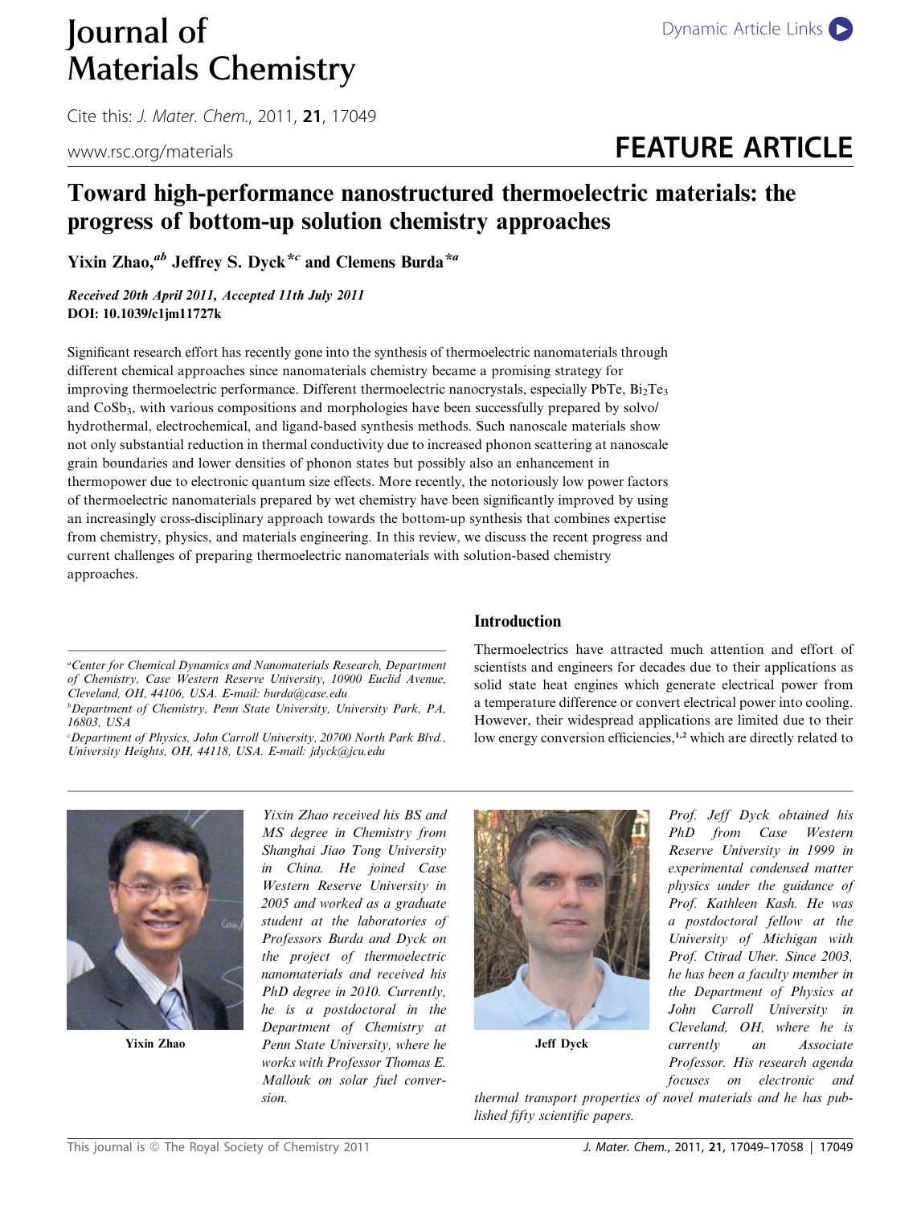# Journal of Materials Chemistry

Cite this: *J. Mater. Chem.*, 2011, **21**, 17049

www.rsc.org/materials

**FEATURE ARTICLE**

# Toward high-performance nanostructured thermoelectric materials: the progress of bottom-up solution chemistry approaches

**Yixin Zhao,[ab] Jeffrey S. Dyck*[c] and Clemens Burda*[a]**

***Received 20th April 2011, Accepted 11th July 2011***
**DOI: 10.1039/c1jm11727k**

Significant research effort has recently gone into the synthesis of thermoelectric nanomaterials through different chemical approaches since nanomaterials chemistry became a promising strategy for improving thermoelectric performance. Different thermoelectric nanocrystals, especially PbTe, $Bi_2Te_3$ and $CoSb_3$, with various compositions and morphologies have been successfully prepared by solvo/hydrothermal, electrochemical, and ligand-based synthesis methods. Such nanoscale materials show not only substantial reduction in thermal conductivity due to increased phonon scattering at nanoscale grain boundaries and lower densities of phonon states but possibly also an enhancement in thermopower due to electronic quantum size effects. More recently, the notoriously low power factors of thermoelectric nanomaterials prepared by wet chemistry have been significantly improved by using an increasingly cross-disciplinary approach towards the bottom-up synthesis that combines expertise from chemistry, physics, and materials engineering. In this review, we discuss the recent progress and current challenges of preparing thermoelectric nanomaterials with solution-based chemistry approaches.

## Introduction

Thermoelectrics have attracted much attention and effort of scientists and engineers for decades due to their applications as solid state heat engines which generate electrical power from a temperature difference or convert electrical power into cooling. However, their widespread applications are limited due to their low energy conversion efficiencies,[1,2] which are directly related to

[a]Center for Chemical Dynamics and Nanomaterials Research, Department of Chemistry, Case Western Reserve University, 10900 Euclid Avenue, Cleveland, OH, 44106, USA. E-mail: burda@case.edu
[b]Department of Chemistry, Penn State University, University Park, PA, 16803, USA
[c]Department of Physics, John Carroll University, 20700 North Park Blvd., University Heights, OH, 44118, USA. E-mail: jdyck@jcu.edu

**Yixin Zhao**

*Yixin Zhao received his BS and MS degree in Chemistry from Shanghai Jiao Tong University in China. He joined Case Western Reserve University in 2005 and worked as a graduate student at the laboratories of Professors Burda and Dyck on the project of thermoelectric nanomaterials and received his PhD degree in 2010. Currently, he is a postdoctoral in the Department of Chemistry at Penn State University, where he works with Professor Thomas E. Mallouk on solar fuel conversion.*

**Jeff Dyck**

*Prof. Jeff Dyck obtained his PhD from Case Western Reserve University in 1999 in experimental condensed matter physics under the guidance of Prof. Kathleen Kash. He was a postdoctoral fellow at the University of Michigan with Prof. Ctirad Uher. Since 2003, he has been a faculty member in the Department of Physics at John Carroll University in Cleveland, OH, where he is currently an Associate Professor. His research agenda focuses on electronic and thermal transport properties of novel materials and he has published fifty scientific papers.*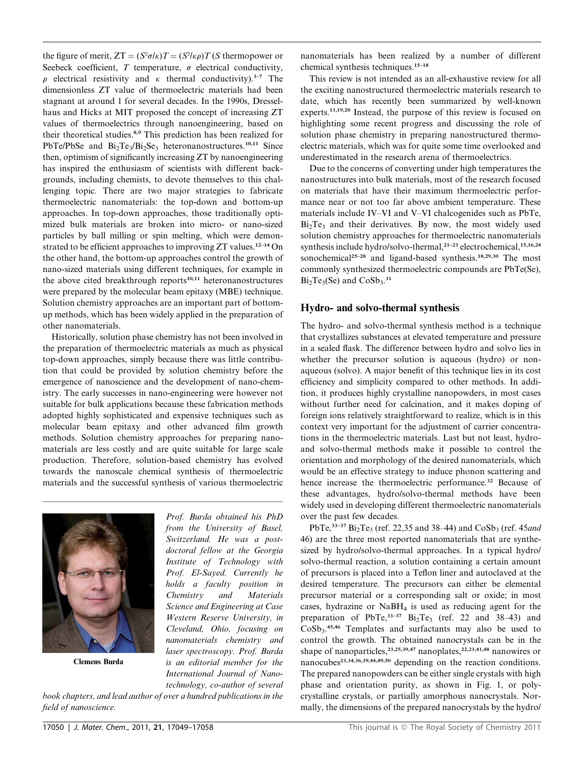the figure of merit, $ZT = (S^2\sigma/\kappa)T = (S^2/\kappa\rho)T$ ($S$ thermopower or Seebeck coefficient, $T$ temperature, $\sigma$ electrical conductivity, $\rho$ electrical resistivity and $\kappa$ thermal conductivity).[3–7] The dimensionless ZT value of thermoelectric materials had been stagnant at around 1 for several decades. In the 1990s, Dresselhaus and Hicks at MIT proposed the concept of increasing ZT values of thermoelectrics through nanoengineering, based on their theoretical studies.[8,9] This prediction has been realized for PbTe/PbSe and $Bi_2Te_3/Bi_2Se_3$ heteronanostructures.[10,11] Since then, optimism of significantly increasing ZT by nanoengineering has inspired the enthusiasm of scientists with different backgrounds, including chemists, to devote themselves to this challenging topic. There are two major strategies to fabricate thermoelectric nanomaterials: the top-down and bottom-up approaches. In top-down approaches, those traditionally optimized bulk materials are broken into micro- or nano-sized particles by ball milling or spin melting, which were demonstrated to be efficient approaches to improving ZT values.[12–14] On the other hand, the bottom-up approaches control the growth of nano-sized materials using different techniques, for example in the above cited breakthrough reports[10,11] heteronanostructures were prepared by the molecular beam epitaxy (MBE) technique. Solution chemistry approaches are an important part of bottom-up methods, which has been widely applied in the preparation of other nanomaterials.

Historically, solution phase chemistry has not been involved in the preparation of thermoelectric materials as much as physical top-down approaches, simply because there was little contribution that could be provided by solution chemistry before the emergence of nanoscience and the development of nano-chemistry. The early successes in nano-engineering were however not suitable for bulk applications because these fabrication methods adopted highly sophisticated and expensive techniques such as molecular beam epitaxy and other advanced film growth methods. Solution chemistry approaches for preparing nanomaterials are less costly and are quite suitable for large scale production. Therefore, solution-based chemistry has evolved towards the nanoscale chemical synthesis of thermoelectric materials and the successful synthesis of various thermoelectric nanomaterials has been realized by a number of different chemical synthesis techniques.[15–18]

This review is not intended as an all-exhaustive review for all the exciting nanostructured thermoelectric materials research to date, which has recently been summarized by well-known experts.[13,19,20] Instead, the purpose of this review is focused on highlighting some recent progress and discussing the role of solution phase chemistry in preparing nanostructured thermoelectric materials, which was for quite some time overlooked and underestimated in the research arena of thermoelectrics.

Due to the concerns of converting under high temperatures the nanostructures into bulk materials, most of the research focused on materials that have their maximum thermoelectric performance near or not too far above ambient temperature. These materials include IV–VI and V–VI chalcogenides such as PbTe, $Bi_2Te_3$ and their derivatives. By now, the most widely used solution chemistry approaches for thermoelectric nanomaterials synthesis include hydro/solvo-thermal,[21–23] electrochemical,[15,16,24] sonochemical[25–28] and ligand-based synthesis.[18,29,30] The most commonly synthesized thermoelectric compounds are PbTe(Se), $Bi_2Te_3$(Se) and $CoSb_3$.[31]

*Prof. Burda obtained his PhD from the University of Basel, Switzerland. He was a postdoctoral fellow at the Georgia Institute of Technology with Prof. El-Sayed. Currently he holds a faculty position in Chemistry and Materials Science and Engineering at Case Western Reserve University, in Cleveland, Ohio, focusing on nanomaterials chemistry and laser spectroscopy. Prof. Burda is an editorial member for the International Journal of Nanotechnology, co-author of several book chapters, and lead author of over a hundred publications in the field of nanoscience.*

**Clemens Burda**

## Hydro- and solvo-thermal synthesis

The hydro- and solvo-thermal synthesis method is a technique that crystallizes substances at elevated temperature and pressure in a sealed flask. The difference between hydro and solvo lies in whether the precursor solution is aqueous (hydro) or non-aqueous (solvo). A major benefit of this technique lies in its cost efficiency and simplicity compared to other methods. In addition, it produces highly crystalline nanopowders, in most cases without further need for calcination, and it makes doping of foreign ions relatively straightforward to realize, which is in this context very important for the adjustment of carrier concentrations in the thermoelectric materials. Last but not least, hydro- and solvo-thermal methods make it possible to control the orientation and morphology of the desired nanomaterials, which would be an effective strategy to induce phonon scattering and hence increase the thermoelectric performance.[32] Because of these advantages, hydro/solvo-thermal methods have been widely used in developing different thermoelectric nanomaterials over the past few decades.

PbTe,[33–37] $Bi_2Te_3$ (ref. 22,35 and 38–44) and $CoSb_3$ (ref. 45*and* 46) are the three most reported nanomaterials that are synthesized by hydro/solvo-thermal approaches. In a typical hydro/solvo-thermal reaction, a solution containing a certain amount of precursors is placed into a Teflon liner and autoclaved at the desired temperature. The precursors can either be elemental precursor material or a corresponding salt or oxide; in most cases, hydrazine or $NaBH_4$ is used as reducing agent for the preparation of PbTe,[33–37] $Bi_2Te_3$ (ref. 22 and 38–43) and $CoSb_3$.[45,46] Templates and surfactants may also be used to control the growth. The obtained nanocrystals can be in the shape of nanoparticles,[23,25,39,47] nanoplates,[22,23,41,48] nanowires or nanocubes[23,34,36,39,44,49,50] depending on the reaction conditions. The prepared nanopowders can be either single crystals with high phase and orientation purity, as shown in Fig. 1, or polycrystalline crystals, or partially amorphous nanocrystals. Normally, the dimensions of the prepared nanocrystals by the hydro/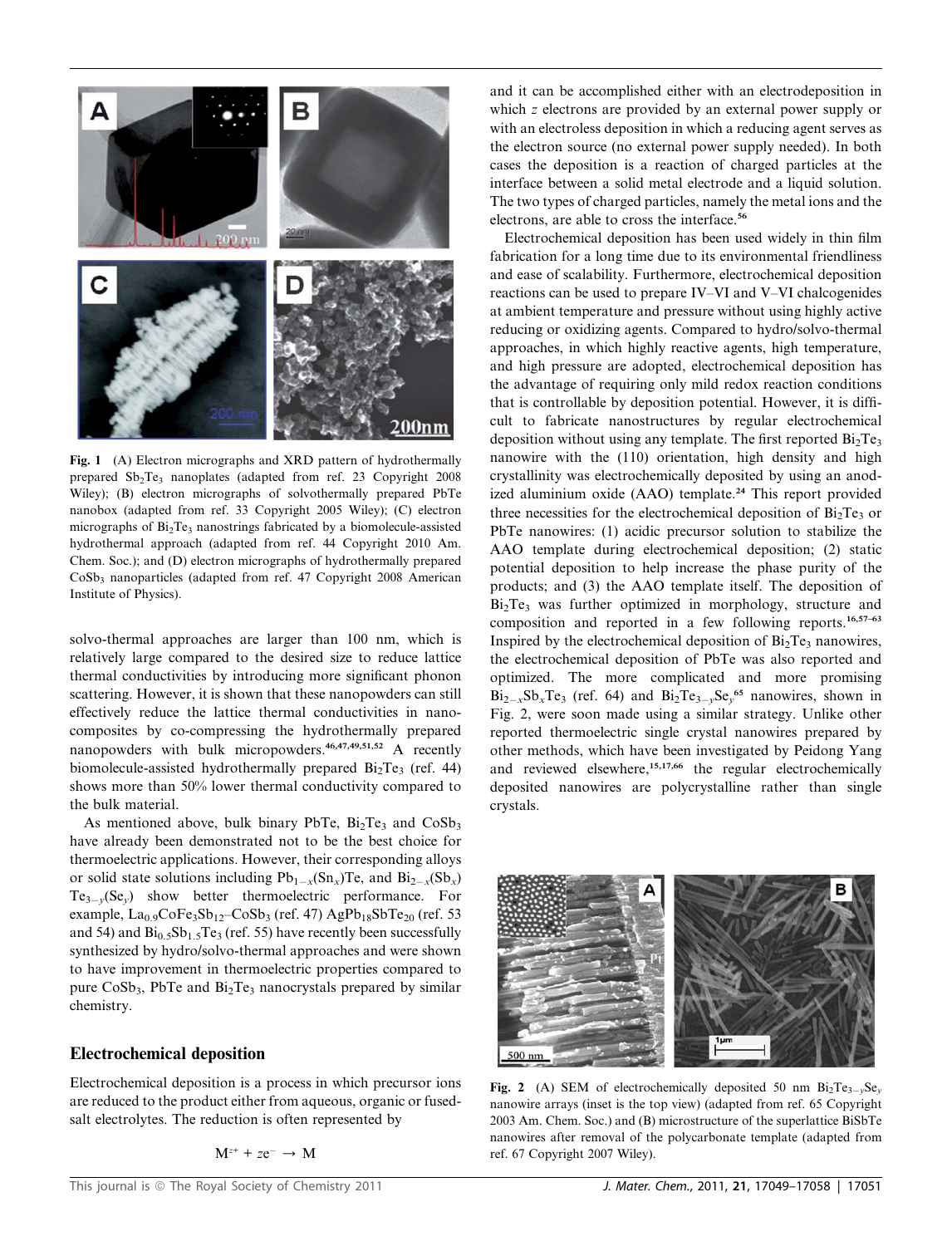Fig. 1 (A) Electron micrographs and XRD pattern of hydrothermally prepared $Sb_2Te_3$ nanoplates (adapted from ref. 23 Copyright 2008 Wiley); (B) electron micrographs of solvothermally prepared PbTe nanobox (adapted from ref. 33 Copyright 2005 Wiley); (C) electron micrographs of $Bi_2Te_3$ nanostrings fabricated by a biomolecule-assisted hydrothermal approach (adapted from ref. 44 Copyright 2010 Am. Chem. Soc.); and (D) electron micrographs of hydrothermally prepared $CoSb_3$ nanoparticles (adapted from ref. 47 Copyright 2008 American Institute of Physics).

solvo-thermal approaches are larger than 100 nm, which is relatively large compared to the desired size to reduce lattice thermal conductivities by introducing more significant phonon scattering. However, it is shown that these nanopowders can still effectively reduce the lattice thermal conductivities in nanocomposites by co-compressing the hydrothermally prepared nanopowders with bulk micropowders.[46,47,49,51,52] A recently biomolecule-assisted hydrothermally prepared $Bi_2Te_3$ (ref. 44) shows more than 50% lower thermal conductivity compared to the bulk material.

As mentioned above, bulk binary PbTe, $Bi_2Te_3$ and $CoSb_3$ have already been demonstrated not to be the best choice for thermoelectric applications. However, their corresponding alloys or solid state solutions including $Pb_{1-x}(Sn_x)Te$, and $Bi_{2-x}(Sb_x)Te_{3-y}(Se_y)$ show better thermoelectric performance. For example, $La_{0.9}CoFe_3Sb_{12}$–$CoSb_3$ (ref. 47) $AgPb_{18}SbTe_{20}$ (ref. 53 and 54) and $Bi_{0.5}Sb_{1.5}Te_3$ (ref. 55) have recently been successfully synthesized by hydro/solvo-thermal approaches and were shown to have improvement in thermoelectric properties compared to pure $CoSb_3$, PbTe and $Bi_2Te_3$ nanocrystals prepared by similar chemistry.

## Electrochemical deposition

Electrochemical deposition is a process in which precursor ions are reduced to the product either from aqueous, organic or fused-salt electrolytes. The reduction is often represented by

$$M^{z+} + ze^- \rightarrow M$$

and it can be accomplished either with an electrodeposition in which $z$ electrons are provided by an external power supply or with an electroless deposition in which a reducing agent serves as the electron source (no external power supply needed). In both cases the deposition is a reaction of charged particles at the interface between a solid metal electrode and a liquid solution. The two types of charged particles, namely the metal ions and the electrons, are able to cross the interface.[56]

Electrochemical deposition has been used widely in thin film fabrication for a long time due to its environmental friendliness and ease of scalability. Furthermore, electrochemical deposition reactions can be used to prepare IV–VI and V–VI chalcogenides at ambient temperature and pressure without using highly active reducing or oxidizing agents. Compared to hydro/solvo-thermal approaches, in which highly reactive agents, high temperature, and high pressure are adopted, electrochemical deposition has the advantage of requiring only mild redox reaction conditions that is controllable by deposition potential. However, it is difficult to fabricate nanostructures by regular electrochemical deposition without using any template. The first reported $Bi_2Te_3$ nanowire with the (110) orientation, high density and high crystallinity was electrochemically deposited by using an anodized aluminium oxide (AAO) template.[24] This report provided three necessities for the electrochemical deposition of $Bi_2Te_3$ or PbTe nanowires: (1) acidic precursor solution to stabilize the AAO template during electrochemical deposition; (2) static potential deposition to help increase the phase purity of the products; and (3) the AAO template itself. The deposition of $Bi_2Te_3$ was further optimized in morphology, structure and composition and reported in a few following reports.[16,57–63] Inspired by the electrochemical deposition of $Bi_2Te_3$ nanowires, the electrochemical deposition of PbTe was also reported and optimized. The more complicated and more promising $Bi_{2-x}Sb_xTe_3$ (ref. 64) and $Bi_2Te_{3-y}Se_y$[65] nanowires, shown in Fig. 2, were soon made using a similar strategy. Unlike other reported thermoelectric single crystal nanowires prepared by other methods, which have been investigated by Peidong Yang and reviewed elsewhere,[15,17,66] the regular electrochemically deposited nanowires are polycrystalline rather than single crystals.

Fig. 2 (A) SEM of electrochemically deposited 50 nm $Bi_2Te_{3-y}Se_y$ nanowire arrays (inset is the top view) (adapted from ref. 65 Copyright 2003 Am. Chem. Soc.) and (B) microstructure of the superlattice BiSbTe nanowires after removal of the polycarbonate template (adapted from ref. 67 Copyright 2007 Wiley).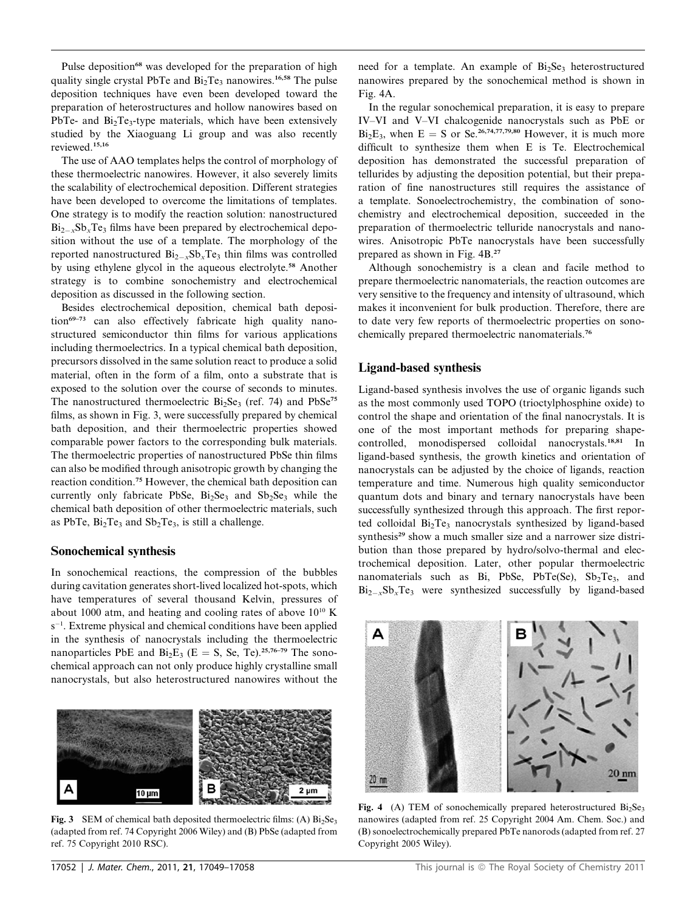Pulse deposition[68] was developed for the preparation of high quality single crystal PbTe and $Bi_2Te_3$ nanowires.[16,58] The pulse deposition techniques have even been developed toward the preparation of heterostructures and hollow nanowires based on PbTe- and $Bi_2Te_3$-type materials, which have been extensively studied by the Xiaoguang Li group and was also recently reviewed.[15,16]

The use of AAO templates helps the control of morphology of these thermoelectric nanowires. However, it also severely limits the scalability of electrochemical deposition. Different strategies have been developed to overcome the limitations of templates. One strategy is to modify the reaction solution: nanostructured $Bi_{2-x}Sb_xTe_3$ films have been prepared by electrochemical deposition without the use of a template. The morphology of the reported nanostructured $Bi_{2-x}Sb_xTe_3$ thin films was controlled by using ethylene glycol in the aqueous electrolyte.[58] Another strategy is to combine sonochemistry and electrochemical deposition as discussed in the following section.

Besides electrochemical deposition, chemical bath deposition[69–73] can also effectively fabricate high quality nanostructured semiconductor thin films for various applications including thermoelectrics. In a typical chemical bath deposition, precursors dissolved in the same solution react to produce a solid material, often in the form of a film, onto a substrate that is exposed to the solution over the course of seconds to minutes. The nanostructured thermoelectric $Bi_2Se_3$ (ref. 74) and PbSe[75] films, as shown in Fig. 3, were successfully prepared by chemical bath deposition, and their thermoelectric properties showed comparable power factors to the corresponding bulk materials. The thermoelectric properties of nanostructured PbSe thin films can also be modified through anisotropic growth by changing the reaction condition.[75] However, the chemical bath deposition can currently only fabricate PbSe, $Bi_2Se_3$ and $Sb_2Se_3$ while the chemical bath deposition of other thermoelectric materials, such as PbTe, $Bi_2Te_3$ and $Sb_2Te_3$, is still a challenge.

## Sonochemical synthesis

In sonochemical reactions, the compression of the bubbles during cavitation generates short-lived localized hot-spots, which have temperatures of several thousand Kelvin, pressures of about 1000 atm, and heating and cooling rates of above $10^{10}$ K $s^{-1}$. Extreme physical and chemical conditions have been applied in the synthesis of nanocrystals including the thermoelectric nanoparticles PbE and $Bi_2E_3$ (E = S, Se, Te).[25,76–79] The sonochemical approach can not only produce highly crystalline small nanocrystals, but also heterostructured nanowires without the need for a template. An example of $Bi_2Se_3$ heterostructured nanowires prepared by the sonochemical method is shown in Fig. 4A.

Fig. 3 SEM of chemical bath deposited thermoelectric films: (A) $Bi_2Se_3$ (adapted from ref. 74 Copyright 2006 Wiley) and (B) PbSe (adapted from ref. 75 Copyright 2010 RSC).

In the regular sonochemical preparation, it is easy to prepare IV–VI and V–VI chalcogenide nanocrystals such as PbE or $Bi_2E_3$, when E = S or Se.[26,74,77,79,80] However, it is much more difficult to synthesize them when E is Te. Electrochemical deposition has demonstrated the successful preparation of tellurides by adjusting the deposition potential, but their preparation of fine nanostructures still requires the assistance of a template. Sonoelectrochemistry, the combination of sonochemistry and electrochemical deposition, succeeded in the preparation of thermoelectric telluride nanocrystals and nanowires. Anisotropic PbTe nanocrystals have been successfully prepared as shown in Fig. 4B.[27]

Although sonochemistry is a clean and facile method to prepare thermoelectric nanomaterials, the reaction outcomes are very sensitive to the frequency and intensity of ultrasound, which makes it inconvenient for bulk production. Therefore, there are to date very few reports of thermoelectric properties on sonochemically prepared thermoelectric nanomaterials.[76]

## Ligand-based synthesis

Ligand-based synthesis involves the use of organic ligands such as the most commonly used TOPO (trioctylphosphine oxide) to control the shape and orientation of the final nanocrystals. It is one of the most important methods for preparing shape-controlled, monodispersed colloidal nanocrystals.[18,81] In ligand-based synthesis, the growth kinetics and orientation of nanocrystals can be adjusted by the choice of ligands, reaction temperature and time. Numerous high quality semiconductor quantum dots and binary and ternary nanocrystals have been successfully synthesized through this approach. The first reported colloidal $Bi_2Te_3$ nanocrystals synthesized by ligand-based synthesis[29] show a much smaller size and a narrower size distribution than those prepared by hydro/solvo-thermal and electrochemical deposition. Later, other popular thermoelectric nanomaterials such as Bi, PbSe, PbTe(Se), $Sb_2Te_3$, and $Bi_{2-x}Sb_xTe_3$ were synthesized successfully by ligand-based

Fig. 4 (A) TEM of sonochemically prepared heterostructured $Bi_2Se_3$ nanowires (adapted from ref. 25 Copyright 2004 Am. Chem. Soc.) and (B) sonoelectrochemically prepared PbTe nanorods (adapted from ref. 27 Copyright 2005 Wiley).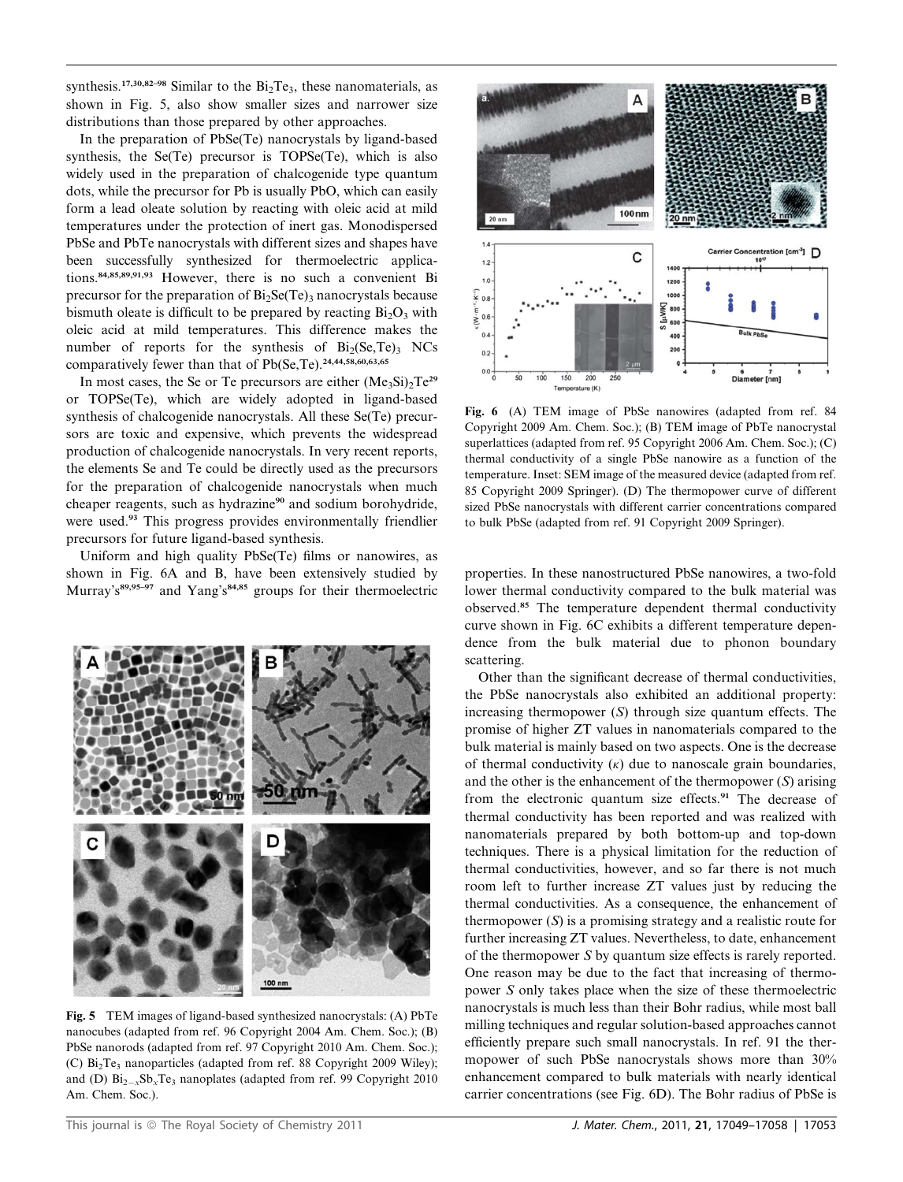synthesis.[17,30,82–98] Similar to the $Bi_2Te_3$, these nanomaterials, as shown in Fig. 5, also show smaller sizes and narrower size distributions than those prepared by other approaches.

In the preparation of PbSe(Te) nanocrystals by ligand-based synthesis, the Se(Te) precursor is TOPSe(Te), which is also widely used in the preparation of chalcogenide type quantum dots, while the precursor for Pb is usually PbO, which can easily form a lead oleate solution by reacting with oleic acid at mild temperatures under the protection of inert gas. Monodispersed PbSe and PbTe nanocrystals with different sizes and shapes have been successfully synthesized for thermoelectric applications.[84,85,89,91,93] However, there is no such a convenient Bi precursor for the preparation of $Bi_2Se(Te)_3$ nanocrystals because bismuth oleate is difficult to be prepared by reacting $Bi_2O_3$ with oleic acid at mild temperatures. This difference makes the number of reports for the synthesis of $Bi_2(Se,Te)_3$ NCs comparatively fewer than that of Pb(Se,Te).[24,44,58,60,63,65]

In most cases, the Se or Te precursors are either $(Me_3Si)_2Te$[29] or TOPSe(Te), which are widely adopted in ligand-based synthesis of chalcogenide nanocrystals. All these Se(Te) precursors are toxic and expensive, which prevents the widespread production of chalcogenide nanocrystals. In very recent reports, the elements Se and Te could be directly used as the precursors for the preparation of chalcogenide nanocrystals when much cheaper reagents, such as hydrazine[90] and sodium borohydride, were used.[93] This progress provides environmentally friendlier precursors for future ligand-based synthesis.

Uniform and high quality PbSe(Te) films or nanowires, as shown in Fig. 6A and B, have been extensively studied by Murray's[89,95–97] and Yang's[84,85] groups for their thermoelectric properties. In these nanostructured PbSe nanowires, a two-fold lower thermal conductivity compared to the bulk material was observed.[85] The temperature dependent thermal conductivity curve shown in Fig. 6C exhibits a different temperature dependence from the bulk material due to phonon boundary scattering.

Fig. 5 TEM images of ligand-based synthesized nanocrystals: (A) PbTe nanocubes (adapted from ref. 96 Copyright 2004 Am. Chem. Soc.); (B) PbSe nanorods (adapted from ref. 97 Copyright 2010 Am. Chem. Soc.); (C) $Bi_2Te_3$ nanoparticles (adapted from ref. 88 Copyright 2009 Wiley); and (D) $Bi_{2-x}Sb_xTe_3$ nanoplates (adapted from ref. 99 Copyright 2010 Am. Chem. Soc.).

Fig. 6 (A) TEM image of PbSe nanowires (adapted from ref. 84 Copyright 2009 Am. Chem. Soc.); (B) TEM image of PbTe nanocrystal superlattices (adapted from ref. 95 Copyright 2006 Am. Chem. Soc.); (C) thermal conductivity of a single PbSe nanowire as a function of the temperature. Inset: SEM image of the measured device (adapted from ref. 85 Copyright 2009 Springer). (D) The thermopower curve of different sized PbSe nanocrystals with different carrier concentrations compared to bulk PbSe (adapted from ref. 91 Copyright 2009 Springer).

Other than the significant decrease of thermal conductivities, the PbSe nanocrystals also exhibited an additional property: increasing thermopower ($S$) through size quantum effects. The promise of higher ZT values in nanomaterials compared to the bulk material is mainly based on two aspects. One is the decrease of thermal conductivity ($\kappa$) due to nanoscale grain boundaries, and the other is the enhancement of the thermopower ($S$) arising from the electronic quantum size effects.[91] The decrease of thermal conductivity has been reported and was realized with nanomaterials prepared by both bottom-up and top-down techniques. There is a physical limitation for the reduction of thermal conductivities, however, and so far there is not much room left to further increase ZT values just by reducing the thermal conductivities. As a consequence, the enhancement of thermopower ($S$) is a promising strategy and a realistic route for further increasing ZT values. Nevertheless, to date, enhancement of the thermopower $S$ by quantum size effects is rarely reported. One reason may be due to the fact that increasing of thermopower $S$ only takes place when the size of these thermoelectric nanocrystals is much less than their Bohr radius, while most ball milling techniques and regular solution-based approaches cannot efficiently prepare such small nanocrystals. In ref. 91 the thermopower of such PbSe nanocrystals shows more than 30% enhancement compared to bulk materials with nearly identical carrier concentrations (see Fig. 6D). The Bohr radius of PbSe is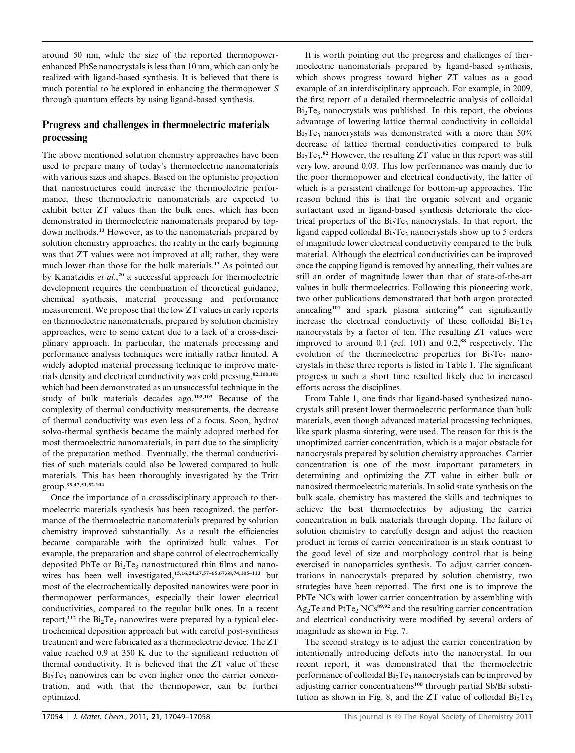around 50 nm, while the size of the reported thermopower-enhanced PbSe nanocrystals is less than 10 nm, which can only be realized with ligand-based synthesis. It is believed that there is much potential to be explored in enhancing the thermopower $S$ through quantum effects by using ligand-based synthesis.

## Progress and challenges in thermoelectric materials processing

The above mentioned solution chemistry approaches have been used to prepare many of today's thermoelectric nanomaterials with various sizes and shapes. Based on the optimistic projection that nanostructures could increase the thermoelectric performance, these thermoelectric nanomaterials are expected to exhibit better ZT values than the bulk ones, which has been demonstrated in thermoelectric nanomaterials prepared by top-down methods.[13] However, as to the nanomaterials prepared by solution chemistry approaches, the reality in the early beginning was that ZT values were not improved at all; rather, they were much lower than those for the bulk materials.[13] As pointed out by Kanatzidis *et al.*,[20] a successful approach for thermoelectric development requires the combination of theoretical guidance, chemical synthesis, material processing and performance measurement. We propose that the low ZT values in early reports on thermoelectric nanomaterials, prepared by solution chemistry approaches, were to some extent due to a lack of a cross-disciplinary approach. In particular, the materials processing and performance analysis techniques were initially rather limited. A widely adopted material processing technique to improve materials density and electrical conductivity was cold pressing,[82,100,101] which had been demonstrated as an unsuccessful technique in the study of bulk materials decades ago.[102,103] Because of the complexity of thermal conductivity measurements, the decrease of thermal conductivity was even less of a focus. Soon, hydro/solvo-thermal synthesis became the mainly adopted method for most thermoelectric nanomaterials, in part due to the simplicity of the preparation method. Eventually, the thermal conductivities of such materials could also be lowered compared to bulk materials. This has been thoroughly investigated by the Tritt group.[35,47,51,52,104]

Once the importance of a crossdisciplinary approach to thermoelectric materials synthesis has been recognized, the performance of the thermoelectric nanomaterials prepared by solution chemistry improved substantially. As a result the efficiencies became comparable with the optimized bulk values. For example, the preparation and shape control of electrochemically deposited PbTe or $Bi_2Te_3$ nanostructured thin films and nanowires has been well investigated,[15,16,24,27,57–65,67,68,74,105–113] but most of the electrochemically deposited nanowires were poor in thermopower performances, especially their lower electrical conductivities, compared to the regular bulk ones. In a recent report,[112] the $Bi_2Te_3$ nanowires were prepared by a typical electrochemical deposition approach but with careful post-synthesis treatment and were fabricated as a thermoelectric device. The ZT value reached 0.9 at 350 K due to the significant reduction of thermal conductivity. It is believed that the ZT value of these $Bi_2Te_3$ nanowires can be even higher once the carrier concentration, and with that the thermopower, can be further optimized.

It is worth pointing out the progress and challenges of thermoelectric nanomaterials prepared by ligand-based synthesis, which shows progress toward higher ZT values as a good example of an interdisciplinary approach. For example, in 2009, the first report of a detailed thermoelectric analysis of colloidal $Bi_2Te_3$ nanocrystals was published. In this report, the obvious advantage of lowering lattice thermal conductivity in colloidal $Bi_2Te_3$ nanocrystals was demonstrated with a more than 50% decrease of lattice thermal conductivities compared to bulk $Bi_2Te_3$.[82] However, the resulting ZT value in this report was still very low, around 0.03. This low performance was mainly due to the poor thermopower and electrical conductivity, the latter of which is a persistent challenge for bottom-up approaches. The reason behind this is that the organic solvent and organic surfactant used in ligand-based synthesis deteriorate the electrical properties of the $Bi_2Te_3$ nanocrystals. In that report, the ligand capped colloidal $Bi_2Te_3$ nanocrystals show up to 5 orders of magnitude lower electrical conductivity compared to the bulk material. Although the electrical conductivities can be improved once the capping ligand is removed by annealing, their values are still an order of magnitude lower than that of state-of-the-art values in bulk thermoelectrics. Following this pioneering work, two other publications demonstrated that both argon protected annealing[101] and spark plasma sintering[88] can significantly increase the electrical conductivity of these colloidal $Bi_2Te_3$ nanocrystals by a factor of ten. The resulting ZT values were improved to around 0.1 (ref. 101) and 0.2,[88] respectively. The evolution of the thermoelectric properties for $Bi_2Te_3$ nanocrystals in these three reports is listed in Table 1. The significant progress in such a short time resulted likely due to increased efforts across the disciplines.

From Table 1, one finds that ligand-based synthesized nanocrystals still present lower thermoelectric performance than bulk materials, even though advanced material processing techniques, like spark plasma sintering, were used. The reason for this is the unoptimized carrier concentration, which is a major obstacle for nanocrystals prepared by solution chemistry approaches. Carrier concentration is one of the most important parameters in determining and optimizing the ZT value in either bulk or nanosized thermoelectric materials. In solid state synthesis on the bulk scale, chemistry has mastered the skills and techniques to achieve the best thermoelectrics by adjusting the carrier concentration in bulk materials through doping. The failure of solution chemistry to carefully design and adjust the reaction product in terms of carrier concentration is in stark contrast to the good level of size and morphology control that is being exercised in nanoparticles synthesis. To adjust carrier concentrations in nanocrystals prepared by solution chemistry, two strategies have been reported. The first one is to improve the PbTe NCs with lower carrier concentration by assembling with $Ag_2Te$ and $PtTe_2$ NCs[89,92] and the resulting carrier concentration and electrical conductivity were modified by several orders of magnitude as shown in Fig. 7.

The second strategy is to adjust the carrier concentration by intentionally introducing defects into the nanocrystal. In our recent report, it was demonstrated that the thermoelectric performance of colloidal $Bi_2Te_3$ nanocrystals can be improved by adjusting carrier concentrations[100] through partial Sb/Bi substitution as shown in Fig. 8, and the ZT value of colloidal $Bi_2Te_3$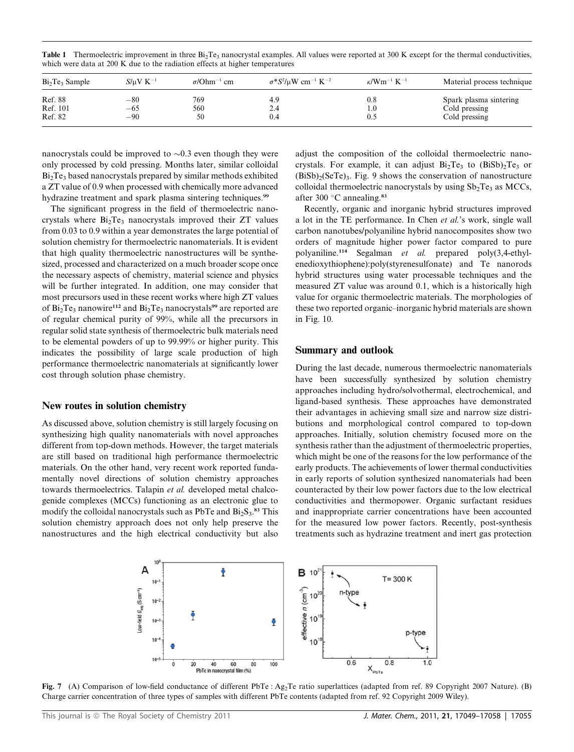Table 1 Thermoelectric improvement in three $Bi_2Te_3$ nanocrystal examples. All values were reported at 300 K except for the thermal conductivities, which were data at 200 K due to the radiation effects at higher temperatures

| $Bi_2Te_3$ Sample | $S/\mu V\ K^{-1}$ | $\sigma/Ohm^{-1}\ cm$ | $\sigma * S^2/\mu W\ cm^{-1}\ K^{-2}$ | $\kappa/Wm^{-1}\ K^{-1}$ | Material process technique |
|---|---|---|---|---|---|
| Ref. 88 | −80 | 769 | 4.9 | 0.8 | Spark plasma sintering |
| Ref. 101 | −65 | 560 | 2.4 | 1.0 | Cold pressing |
| Ref. 82 | −90 | 50 | 0.4 | 0.5 | Cold pressing |

nanocrystals could be improved to ~0.3 even though they were only processed by cold pressing. Months later, similar colloidal $Bi_2Te_3$ based nanocrystals prepared by similar methods exhibited a ZT value of 0.9 when processed with chemically more advanced hydrazine treatment and spark plasma sintering techniques.[99]

The significant progress in the field of thermoelectric nanocrystals where $Bi_2Te_3$ nanocrystals improved their ZT values from 0.03 to 0.9 within a year demonstrates the large potential of solution chemistry for thermoelectric nanomaterials. It is evident that high quality thermoelectric nanostructures will be synthesized, processed and characterized on a much broader scope once the necessary aspects of chemistry, material science and physics will be further integrated. In addition, one may consider that most precursors used in these recent works where high ZT values of $Bi_2Te_3$ nanowire[112] and $Bi_2Te_3$ nanocrystals[99] are reported are of regular chemical purity of 99%, while all the precursors in regular solid state synthesis of thermoelectric bulk materials need to be elemental powders of up to 99.99% or higher purity. This indicates the possibility of large scale production of high performance thermoelectric nanomaterials at significantly lower cost through solution phase chemistry.

## New routes in solution chemistry

As discussed above, solution chemistry is still largely focusing on synthesizing high quality nanomaterials with novel approaches different from top-down methods. However, the target materials are still based on traditional high performance thermoelectric materials. On the other hand, very recent work reported fundamentally novel directions of solution chemistry approaches towards thermoelectrics. Talapin *et al.* developed metal chalcogenide complexes (MCCs) functioning as an electronic glue to modify the colloidal nanocrystals such as PbTe and $Bi_2S_3$.[83] This solution chemistry approach does not only help preserve the nanostructures and the high electrical conductivity but also adjust the composition of the colloidal thermoelectric nanocrystals. For example, it can adjust $Bi_2Te_3$ to $(BiSb)_2Te_3$ or $(BiSb)_2(SeTe)_3$. Fig. 9 shows the conservation of nanostructure colloidal thermoelectric nanocrystals by using $Sb_2Te_3$ as MCCs, after 300 °C annealing.[83]

Recently, organic and inorganic hybrid structures improved a lot in the TE performance. In Chen *et al.*'s work, single wall carbon nanotubes/polyaniline hybrid nanocomposites show two orders of magnitude higher power factor compared to pure polyaniline.[114] Segalman *et al.* prepared poly(3,4-ethylenedioxythiophene):poly(styrenesulfonate) and Te nanorods hybrid structures using water processable techniques and the measured ZT value was around 0.1, which is a historically high value for organic thermoelectric materials. The morphologies of these two reported organic–inorganic hybrid materials are shown in Fig. 10.

## Summary and outlook

During the last decade, numerous thermoelectric nanomaterials have been successfully synthesized by solution chemistry approaches including hydro/solvothermal, electrochemical, and ligand-based synthesis. These approaches have demonstrated their advantages in achieving small size and narrow size distributions and morphological control compared to top-down approaches. Initially, solution chemistry focused more on the synthesis rather than the adjustment of thermoelectric properties, which might be one of the reasons for the low performance of the early products. The achievements of lower thermal conductivities in early reports of solution synthesized nanomaterials had been counteracted by their low power factors due to the low electrical conductivities and thermopower. Organic surfactant residues and inappropriate carrier concentrations have been accounted for the measured low power factors. Recently, post-synthesis treatments such as hydrazine treatment and inert gas protection

Fig. 7 (A) Comparison of low-field conductance of different PbTe : $Ag_2Te$ ratio superlattices (adapted from ref. 89 Copyright 2007 Nature). (B) Charge carrier concentration of three types of samples with different PbTe contents (adapted from ref. 92 Copyright 2009 Wiley).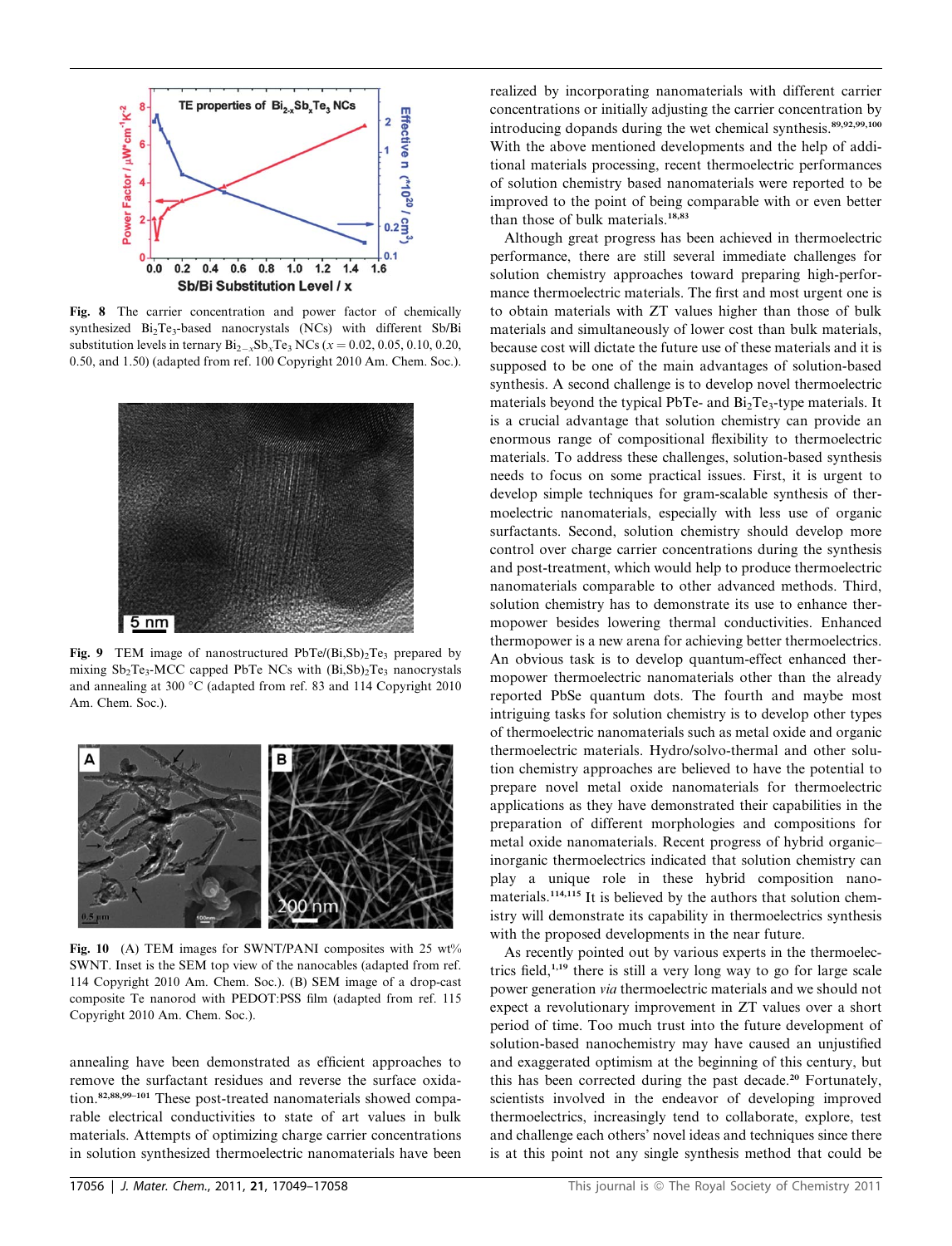Fig. 8 The carrier concentration and power factor of chemically synthesized $Bi_2Te_3$-based nanocrystals (NCs) with different Sb/Bi substitution levels in ternary $Bi_{2-x}Sb_xTe_3$ NCs ($x = 0.02, 0.05, 0.10, 0.20, 0.50$, and $1.50$) (adapted from ref. 100 Copyright 2010 Am. Chem. Soc.).

Fig. 9 TEM image of nanostructured $PbTe/(Bi,Sb)_2Te_3$ prepared by mixing $Sb_2Te_3$-MCC capped PbTe NCs with $(Bi,Sb)_2Te_3$ nanocrystals and annealing at 300 °C (adapted from ref. 83 and 114 Copyright 2010 Am. Chem. Soc.).

Fig. 10 (A) TEM images for SWNT/PANI composites with 25 wt% SWNT. Inset is the SEM top view of the nanocables (adapted from ref. 114 Copyright 2010 Am. Chem. Soc.). (B) SEM image of a drop-cast composite Te nanorod with PEDOT:PSS film (adapted from ref. 115 Copyright 2010 Am. Chem. Soc.).

annealing have been demonstrated as efficient approaches to remove the surfactant residues and reverse the surface oxidation.[82,88,99–101] These post-treated nanomaterials showed comparable electrical conductivities to state of art values in bulk materials. Attempts of optimizing charge carrier concentrations in solution synthesized thermoelectric nanomaterials have been realized by incorporating nanomaterials with different carrier concentrations or initially adjusting the carrier concentration by introducing dopands during the wet chemical synthesis.[89,92,99,100] With the above mentioned developments and the help of additional materials processing, recent thermoelectric performances of solution chemistry based nanomaterials were reported to be improved to the point of being comparable with or even better than those of bulk materials.[18,83]

Although great progress has been achieved in thermoelectric performance, there are still several immediate challenges for solution chemistry approaches toward preparing high-performance thermoelectric materials. The first and most urgent one is to obtain materials with ZT values higher than those of bulk materials and simultaneously of lower cost than bulk materials, because cost will dictate the future use of these materials and it is supposed to be one of the main advantages of solution-based synthesis. A second challenge is to develop novel thermoelectric materials beyond the typical PbTe- and $Bi_2Te_3$-type materials. It is a crucial advantage that solution chemistry can provide an enormous range of compositional flexibility to thermoelectric materials. To address these challenges, solution-based synthesis needs to focus on some practical issues. First, it is urgent to develop simple techniques for gram-scalable synthesis of thermoelectric nanomaterials, especially with less use of organic surfactants. Second, solution chemistry should develop more control over charge carrier concentrations during the synthesis and post-treatment, which would help to produce thermoelectric nanomaterials comparable to other advanced methods. Third, solution chemistry has to demonstrate its use to enhance thermopower besides lowering thermal conductivities. Enhanced thermopower is a new arena for achieving better thermoelectrics. An obvious task is to develop quantum-effect enhanced thermopower thermoelectric nanomaterials other than the already reported PbSe quantum dots. The fourth and maybe most intriguing tasks for solution chemistry is to develop other types of thermoelectric nanomaterials such as metal oxide and organic thermoelectric materials. Hydro/solvo-thermal and other solution chemistry approaches are believed to have the potential to prepare novel metal oxide nanomaterials for thermoelectric applications as they have demonstrated their capabilities in the preparation of different morphologies and compositions for metal oxide nanomaterials. Recent progress of hybrid organic–inorganic thermoelectrics indicated that solution chemistry can play a unique role in these hybrid composition nanomaterials.[114,115] It is believed by the authors that solution chemistry will demonstrate its capability in thermoelectrics synthesis with the proposed developments in the near future.

As recently pointed out by various experts in the thermoelectrics field,[1,19] there is still a very long way to go for large scale power generation *via* thermoelectric materials and we should not expect a revolutionary improvement in ZT values over a short period of time. Too much trust into the future development of solution-based nanochemistry may have caused an unjustified and exaggerated optimism at the beginning of this century, but this has been corrected during the past decade.[20] Fortunately, scientists involved in the endeavor of developing improved thermoelectrics, increasingly tend to collaborate, explore, test and challenge each others' novel ideas and techniques since there is at this point not any single synthesis method that could be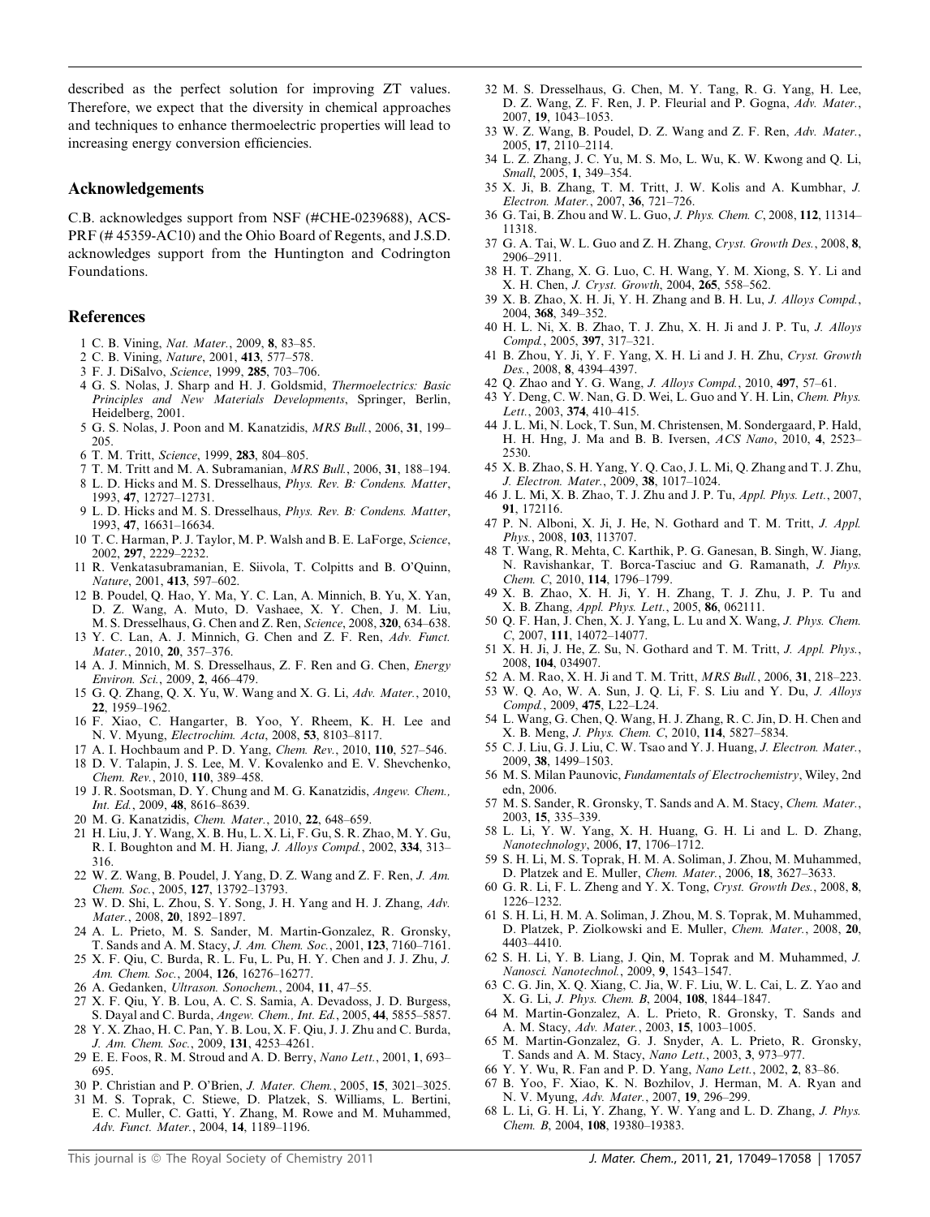described as the perfect solution for improving ZT values. Therefore, we expect that the diversity in chemical approaches and techniques to enhance thermoelectric properties will lead to increasing energy conversion efficiencies.

## Acknowledgements

C.B. acknowledges support from NSF (#CHE-0239688), ACS-PRF (# 45359-AC10) and the Ohio Board of Regents, and J.S.D. acknowledges support from the Huntington and Codrington Foundations.

## References

1 C. B. Vining, *Nat. Mater.*, 2009, **8**, 83–85.
2 C. B. Vining, *Nature*, 2001, **413**, 577–578.
3 F. J. DiSalvo, *Science*, 1999, **285**, 703–706.
4 G. S. Nolas, J. Sharp and H. J. Goldsmid, *Thermoelectrics: Basic Principles and New Materials Developments*, Springer, Berlin, Heidelberg, 2001.
5 G. S. Nolas, J. Poon and M. Kanatzidis, *MRS Bull.*, 2006, **31**, 199–205.
6 T. M. Tritt, *Science*, 1999, **283**, 804–805.
7 T. M. Tritt and M. A. Subramanian, *MRS Bull.*, 2006, **31**, 188–194.
8 L. D. Hicks and M. S. Dresselhaus, *Phys. Rev. B: Condens. Matter*, 1993, **47**, 12727–12731.
9 L. D. Hicks and M. S. Dresselhaus, *Phys. Rev. B: Condens. Matter*, 1993, **47**, 16631–16634.
10 T. C. Harman, P. J. Taylor, M. P. Walsh and B. E. LaForge, *Science*, 2002, **297**, 2229–2232.
11 R. Venkatasubramanian, E. Siivola, T. Colpitts and B. O'Quinn, *Nature*, 2001, **413**, 597–602.
12 B. Poudel, Q. Hao, Y. Ma, Y. C. Lan, A. Minnich, B. Yu, X. Yan, D. Z. Wang, A. Muto, D. Vashaee, X. Y. Chen, J. M. Liu, M. S. Dresselhaus, G. Chen and Z. Ren, *Science*, 2008, **320**, 634–638.
13 Y. C. Lan, A. J. Minnich, G. Chen and Z. F. Ren, *Adv. Funct. Mater.*, 2010, **20**, 357–376.
14 A. J. Minnich, M. S. Dresselhaus, Z. F. Ren and G. Chen, *Energy Environ. Sci.*, 2009, **2**, 466–479.
15 G. Q. Zhang, Q. X. Yu, W. Wang and X. G. Li, *Adv. Mater.*, 2010, **22**, 1959–1962.
16 F. Xiao, C. Hangarter, B. Yoo, Y. Rheem, K. H. Lee and N. V. Myung, *Electrochim. Acta*, 2008, **53**, 8103–8117.
17 A. I. Hochbaum and P. D. Yang, *Chem. Rev.*, 2010, **110**, 527–546.
18 D. V. Talapin, J. S. Lee, M. V. Kovalenko and E. V. Shevchenko, *Chem. Rev.*, 2010, **110**, 389–458.
19 J. R. Sootsman, D. Y. Chung and M. G. Kanatzidis, *Angew. Chem., Int. Ed.*, 2009, **48**, 8616–8639.
20 M. G. Kanatzidis, *Chem. Mater.*, 2010, **22**, 648–659.
21 H. Liu, J. Y. Wang, X. B. Hu, L. X. Li, F. Gu, S. R. Zhao, M. Y. Gu, R. I. Boughton and M. H. Jiang, *J. Alloys Compd.*, 2002, **334**, 313–316.
22 W. Z. Wang, B. Poudel, J. Yang, D. Z. Wang and Z. F. Ren, *J. Am. Chem. Soc.*, 2005, **127**, 13792–13793.
23 W. D. Shi, L. Zhou, S. Y. Song, J. H. Yang and H. J. Zhang, *Adv. Mater.*, 2008, **20**, 1892–1897.
24 A. L. Prieto, M. S. Sander, M. Martin-Gonzalez, R. Gronsky, T. Sands and A. M. Stacy, *J. Am. Chem. Soc.*, 2001, **123**, 7160–7161.
25 X. F. Qiu, C. Burda, R. L. Fu, L. Pu, H. Y. Chen and J. J. Zhu, *J. Am. Chem. Soc.*, 2004, **126**, 16276–16277.
26 A. Gedanken, *Ultrason. Sonochem.*, 2004, **11**, 47–55.
27 X. F. Qiu, Y. B. Lou, A. C. S. Samia, A. Devadoss, J. D. Burgess, S. Dayal and C. Burda, *Angew. Chem., Int. Ed.*, 2005, **44**, 5855–5857.
28 Y. X. Zhao, H. C. Pan, Y. B. Lou, X. F. Qiu, J. J. Zhu and C. Burda, *J. Am. Chem. Soc.*, 2009, **131**, 4253–4261.
29 E. E. Foos, R. M. Stroud and A. D. Berry, *Nano Lett.*, 2001, **1**, 693–695.
30 P. Christian and P. O'Brien, *J. Mater. Chem.*, 2005, **15**, 3021–3025.
31 M. S. Toprak, C. Stiewe, D. Platzek, S. Williams, L. Bertini, E. C. Muller, C. Gatti, Y. Zhang, M. Rowe and M. Muhammed, *Adv. Funct. Mater.*, 2004, **14**, 1189–1196.
32 M. S. Dresselhaus, G. Chen, M. Y. Tang, R. G. Yang, H. Lee, D. Z. Wang, Z. F. Ren, J. P. Fleurial and P. Gogna, *Adv. Mater.*, 2007, **19**, 1043–1053.
33 W. Z. Wang, B. Poudel, D. Z. Wang and Z. F. Ren, *Adv. Mater.*, 2005, **17**, 2110–2114.
34 L. Z. Zhang, J. C. Yu, M. S. Mo, L. Wu, K. W. Kwong and Q. Li, *Small*, 2005, **1**, 349–354.
35 X. Ji, B. Zhang, T. M. Tritt, J. W. Kolis and A. Kumbhar, *J. Electron. Mater.*, 2007, **36**, 721–726.
36 G. Tai, B. Zhou and W. L. Guo, *J. Phys. Chem. C*, 2008, **112**, 11314–11318.
37 G. A. Tai, W. L. Guo and Z. H. Zhang, *Cryst. Growth Des.*, 2008, **8**, 2906–2911.
38 H. T. Zhang, X. G. Luo, C. H. Wang, Y. M. Xiong, S. Y. Li and X. H. Chen, *J. Cryst. Growth*, 2004, **265**, 558–562.
39 X. B. Zhao, X. H. Ji, Y. H. Zhang and B. H. Lu, *J. Alloys Compd.*, 2004, **368**, 349–352.
40 H. L. Ni, X. B. Zhao, T. J. Zhu, X. H. Ji and J. P. Tu, *J. Alloys Compd.*, 2005, **397**, 317–321.
41 B. Zhou, Y. Ji, Y. F. Yang, X. H. Li and J. H. Zhu, *Cryst. Growth Des.*, 2008, **8**, 4394–4397.
42 Q. Zhao and Y. G. Wang, *J. Alloys Compd.*, 2010, **497**, 57–61.
43 Y. Deng, C. W. Nan, G. D. Wei, L. Guo and Y. H. Lin, *Chem. Phys. Lett.*, 2003, **374**, 410–415.
44 J. L. Mi, N. Lock, T. Sun, M. Christensen, M. Sondergaard, P. Hald, H. H. Hng, J. Ma and B. B. Iversen, *ACS Nano*, 2010, **4**, 2523–2530.
45 X. B. Zhao, S. H. Yang, Y. Q. Cao, J. L. Mi, Q. Zhang and T. J. Zhu, *J. Electron. Mater.*, 2009, **38**, 1017–1024.
46 J. L. Mi, X. B. Zhao, T. J. Zhu and J. P. Tu, *Appl. Phys. Lett.*, 2007, **91**, 172116.
47 P. N. Alboni, X. Ji, J. He, N. Gothard and T. M. Tritt, *J. Appl. Phys.*, 2008, **103**, 113707.
48 T. Wang, R. Mehta, C. Karthik, P. G. Ganesan, B. Singh, W. Jiang, N. Ravishankar, T. Borca-Tasciuc and G. Ramanath, *J. Phys. Chem. C*, 2010, **114**, 1796–1799.
49 X. B. Zhao, X. H. Ji, Y. H. Zhang, T. J. Zhu, J. P. Tu and X. B. Zhang, *Appl. Phys. Lett.*, 2005, **86**, 062111.
50 Q. F. Han, J. Chen, X. J. Yang, L. Lu and X. Wang, *J. Phys. Chem. C*, 2007, **111**, 14072–14077.
51 X. H. Ji, J. He, Z. Su, N. Gothard and T. M. Tritt, *J. Appl. Phys.*, 2008, **104**, 034907.
52 A. M. Rao, X. H. Ji and T. M. Tritt, *MRS Bull.*, 2006, **31**, 218–223.
53 W. Q. Ao, W. A. Sun, J. Q. Li, F. S. Liu and Y. Du, *J. Alloys Compd.*, 2009, **475**, L22–L24.
54 L. Wang, G. Chen, Q. Wang, H. J. Zhang, R. C. Jin, D. H. Chen and B. Meng, *J. Phys. Chem. C*, 2010, **114**, 5827–5834.
55 C. J. Liu, G. J. Liu, C. W. Tsao and Y. J. Huang, *J. Electron. Mater.*, 2009, **38**, 1499–1503.
56 M. S. Milan Paunovic, *Fundamentals of Electrochemistry*, Wiley, 2nd edn, 2006.
57 M. S. Sander, R. Gronsky, T. Sands and A. M. Stacy, *Chem. Mater.*, 2003, **15**, 335–339.
58 L. Li, Y. W. Yang, X. H. Huang, G. H. Li and L. D. Zhang, *Nanotechnology*, 2006, **17**, 1706–1712.
59 S. H. Li, M. S. Toprak, H. M. A. Soliman, J. Zhou, M. Muhammed, D. Platzek and E. Muller, *Chem. Mater.*, 2006, **18**, 3627–3633.
60 G. R. Li, F. L. Zheng and Y. X. Tong, *Cryst. Growth Des.*, 2008, **8**, 1226–1232.
61 S. H. Li, H. M. A. Soliman, J. Zhou, M. S. Toprak, M. Muhammed, D. Platzek, P. Ziolkowski and E. Muller, *Chem. Mater.*, 2008, **20**, 4403–4410.
62 S. H. Li, Y. B. Liang, J. Qin, M. Toprak and M. Muhammed, *J. Nanosci. Nanotechnol.*, 2009, **9**, 1543–1547.
63 C. G. Jin, X. Q. Xiang, C. Jia, W. F. Liu, W. L. Cai, L. Z. Yao and X. G. Li, *J. Phys. Chem. B*, 2004, **108**, 1844–1847.
64 M. Martin-Gonzalez, A. L. Prieto, R. Gronsky, T. Sands and A. M. Stacy, *Adv. Mater.*, 2003, **15**, 1003–1005.
65 M. Martin-Gonzalez, G. J. Snyder, A. L. Prieto, R. Gronsky, T. Sands and A. M. Stacy, *Nano Lett.*, 2003, **3**, 973–977.
66 Y. Y. Wu, R. Fan and P. D. Yang, *Nano Lett.*, 2002, **2**, 83–86.
67 B. Yoo, F. Xiao, K. N. Bozhilov, J. Herman, M. A. Ryan and N. V. Myung, *Adv. Mater.*, 2007, **19**, 296–299.
68 L. Li, G. H. Li, Y. Zhang, Y. W. Yang and L. D. Zhang, *J. Phys. Chem. B*, 2004, **108**, 19380–19383.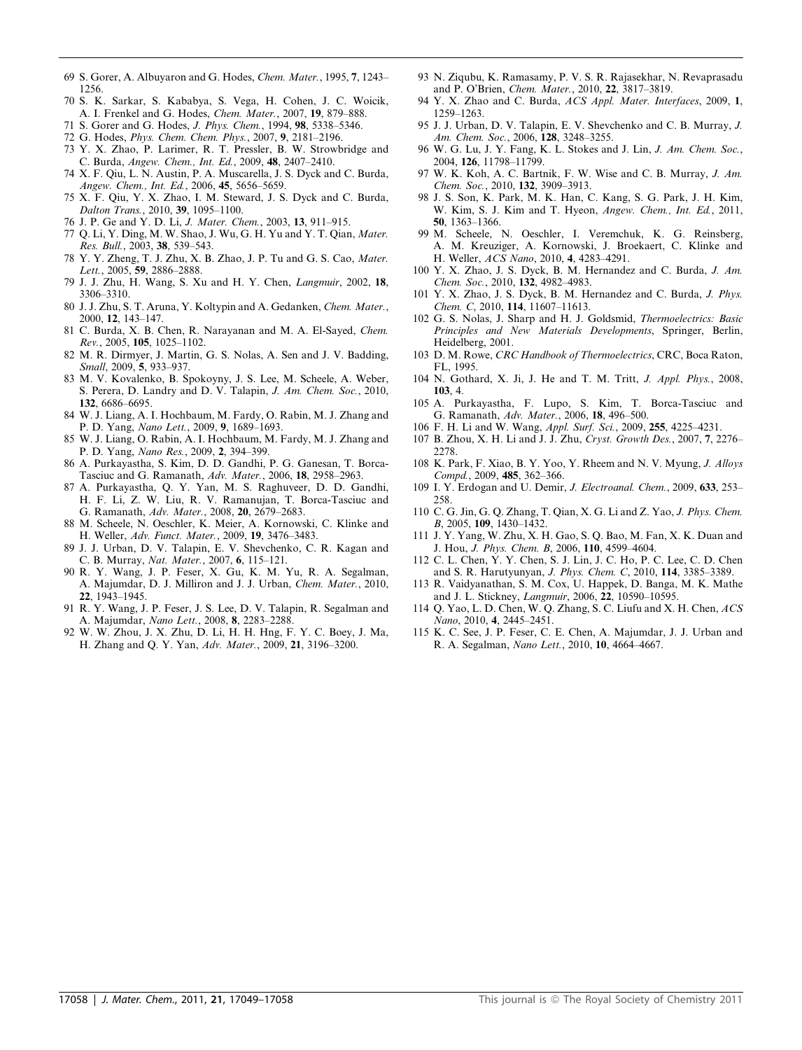69 S. Gorer, A. Albuyaron and G. Hodes, *Chem. Mater.*, 1995, **7**, 1243–1256.

70 S. K. Sarkar, S. Kababya, S. Vega, H. Cohen, J. C. Woicik, A. I. Frenkel and G. Hodes, *Chem. Mater.*, 2007, **19**, 879–888.

71 S. Gorer and G. Hodes, *J. Phys. Chem.*, 1994, **98**, 5338–5346.

72 G. Hodes, *Phys. Chem. Chem. Phys.*, 2007, **9**, 2181–2196.

73 Y. X. Zhao, P. Larimer, R. T. Pressler, B. W. Strowbridge and C. Burda, *Angew. Chem., Int. Ed.*, 2009, **48**, 2407–2410.

74 X. F. Qiu, L. N. Austin, P. A. Muscarella, J. S. Dyck and C. Burda, *Angew. Chem., Int. Ed.*, 2006, **45**, 5656–5659.

75 X. F. Qiu, Y. X. Zhao, I. M. Steward, J. S. Dyck and C. Burda, *Dalton Trans.*, 2010, **39**, 1095–1100.

76 J. P. Ge and Y. D. Li, *J. Mater. Chem.*, 2003, **13**, 911–915.

77 Q. Li, Y. Ding, M. W. Shao, J. Wu, G. H. Yu and Y. T. Qian, *Mater. Res. Bull.*, 2003, **38**, 539–543.

78 Y. Y. Zheng, T. J. Zhu, X. B. Zhao, J. P. Tu and G. S. Cao, *Mater. Lett.*, 2005, **59**, 2886–2888.

79 J. J. Zhu, H. Wang, S. Xu and H. Y. Chen, *Langmuir*, 2002, **18**, 3306–3310.

80 J. J. Zhu, S. T. Aruna, Y. Koltypin and A. Gedanken, *Chem. Mater.*, 2000, **12**, 143–147.

81 C. Burda, X. B. Chen, R. Narayanan and M. A. El-Sayed, *Chem. Rev.*, 2005, **105**, 1025–1102.

82 M. R. Dirmyer, J. Martin, G. S. Nolas, A. Sen and J. V. Badding, *Small*, 2009, **5**, 933–937.

83 M. V. Kovalenko, B. Spokoyny, J. S. Lee, M. Scheele, A. Weber, S. Perera, D. Landry and D. V. Talapin, *J. Am. Chem. Soc.*, 2010, **132**, 6686–6695.

84 W. J. Liang, A. I. Hochbaum, M. Fardy, O. Rabin, M. J. Zhang and P. D. Yang, *Nano Lett.*, 2009, **9**, 1689–1693.

85 W. J. Liang, O. Rabin, A. I. Hochbaum, M. Fardy, M. J. Zhang and P. D. Yang, *Nano Res.*, 2009, **2**, 394–399.

86 A. Purkayastha, S. Kim, D. D. Gandhi, P. G. Ganesan, T. Borca-Tasciuc and G. Ramanath, *Adv. Mater.*, 2006, **18**, 2958–2963.

87 A. Purkayastha, Q. Y. Yan, M. S. Raghuveer, D. D. Gandhi, H. F. Li, Z. W. Liu, R. V. Ramanujan, T. Borca-Tasciuc and G. Ramanath, *Adv. Mater.*, 2008, **20**, 2679–2683.

88 M. Scheele, N. Oeschler, K. Meier, A. Kornowski, C. Klinke and H. Weller, *Adv. Funct. Mater.*, 2009, **19**, 3476–3483.

89 J. J. Urban, D. V. Talapin, E. V. Shevchenko, C. R. Kagan and C. B. Murray, *Nat. Mater.*, 2007, **6**, 115–121.

90 R. Y. Wang, J. P. Feser, X. Gu, K. M. Yu, R. A. Segalman, A. Majumdar, D. J. Milliron and J. J. Urban, *Chem. Mater.*, 2010, **22**, 1943–1945.

91 R. Y. Wang, J. P. Feser, J. S. Lee, D. V. Talapin, R. Segalman and A. Majumdar, *Nano Lett.*, 2008, **8**, 2283–2288.

92 W. W. Zhou, J. X. Zhu, D. Li, H. H. Hng, F. Y. C. Boey, J. Ma, H. Zhang and Q. Y. Yan, *Adv. Mater.*, 2009, **21**, 3196–3200.

93 N. Ziqubu, K. Ramasamy, P. V. S. R. Rajasekhar, N. Revaprasadu and P. O'Brien, *Chem. Mater.*, 2010, **22**, 3817–3819.

94 Y. X. Zhao and C. Burda, *ACS Appl. Mater. Interfaces*, 2009, **1**, 1259–1263.

95 J. J. Urban, D. V. Talapin, E. V. Shevchenko and C. B. Murray, *J. Am. Chem. Soc.*, 2006, **128**, 3248–3255.

96 W. G. Lu, J. Y. Fang, K. L. Stokes and J. Lin, *J. Am. Chem. Soc.*, 2004, **126**, 11798–11799.

97 W. K. Koh, A. C. Bartnik, F. W. Wise and C. B. Murray, *J. Am. Chem. Soc.*, 2010, **132**, 3909–3913.

98 J. S. Son, K. Park, M. K. Han, C. Kang, S. G. Park, J. H. Kim, W. Kim, S. J. Kim and T. Hyeon, *Angew. Chem., Int. Ed.*, 2011, **50**, 1363–1366.

99 M. Scheele, N. Oeschler, I. Veremchuk, K. G. Reinsberg, A. M. Kreuziger, A. Kornowski, J. Broekaert, C. Klinke and H. Weller, *ACS Nano*, 2010, **4**, 4283–4291.

100 Y. X. Zhao, J. S. Dyck, B. M. Hernandez and C. Burda, *J. Am. Chem. Soc.*, 2010, **132**, 4982–4983.

101 Y. X. Zhao, J. S. Dyck, B. M. Hernandez and C. Burda, *J. Phys. Chem. C*, 2010, **114**, 11607–11613.

102 G. S. Nolas, J. Sharp and H. J. Goldsmid, *Thermoelectrics: Basic Principles and New Materials Developments*, Springer, Berlin, Heidelberg, 2001.

103 D. M. Rowe, *CRC Handbook of Thermoelectrics*, CRC, Boca Raton, FL, 1995.

104 N. Gothard, X. Ji, J. He and T. M. Tritt, *J. Appl. Phys.*, 2008, **103**, 4.

105 A. Purkayastha, F. Lupo, S. Kim, T. Borca-Tasciuc and G. Ramanath, *Adv. Mater.*, 2006, **18**, 496–500.

106 F. H. Li and W. Wang, *Appl. Surf. Sci.*, 2009, **255**, 4225–4231.

107 B. Zhou, X. H. Li and J. J. Zhu, *Cryst. Growth Des.*, 2007, **7**, 2276–2278.

108 K. Park, F. Xiao, B. Y. Yoo, Y. Rheem and N. V. Myung, *J. Alloys Compd.*, 2009, **485**, 362–366.

109 I. Y. Erdogan and U. Demir, *J. Electroanal. Chem.*, 2009, **633**, 253–258.

110 C. G. Jin, G. Q. Zhang, T. Qian, X. G. Li and Z. Yao, *J. Phys. Chem. B*, 2005, **109**, 1430–1432.

111 J. Y. Yang, W. Zhu, X. H. Gao, S. Q. Bao, M. Fan, X. K. Duan and J. Hou, *J. Phys. Chem. B*, 2006, **110**, 4599–4604.

112 C. L. Chen, Y. Y. Chen, S. J. Lin, J. C. Ho, P. C. Lee, C. D. Chen and S. R. Harutyunyan, *J. Phys. Chem. C*, 2010, **114**, 3385–3389.

113 R. Vaidyanathan, S. M. Cox, U. Happek, D. Banga, M. K. Mathe and J. L. Stickney, *Langmuir*, 2006, **22**, 10590–10595.

114 Q. Yao, L. D. Chen, W. Q. Zhang, S. C. Liufu and X. H. Chen, *ACS Nano*, 2010, **4**, 2445–2451.

115 K. C. See, J. P. Feser, C. E. Chen, A. Majumdar, J. J. Urban and R. A. Segalman, *Nano Lett.*, 2010, **10**, 4664–4667.